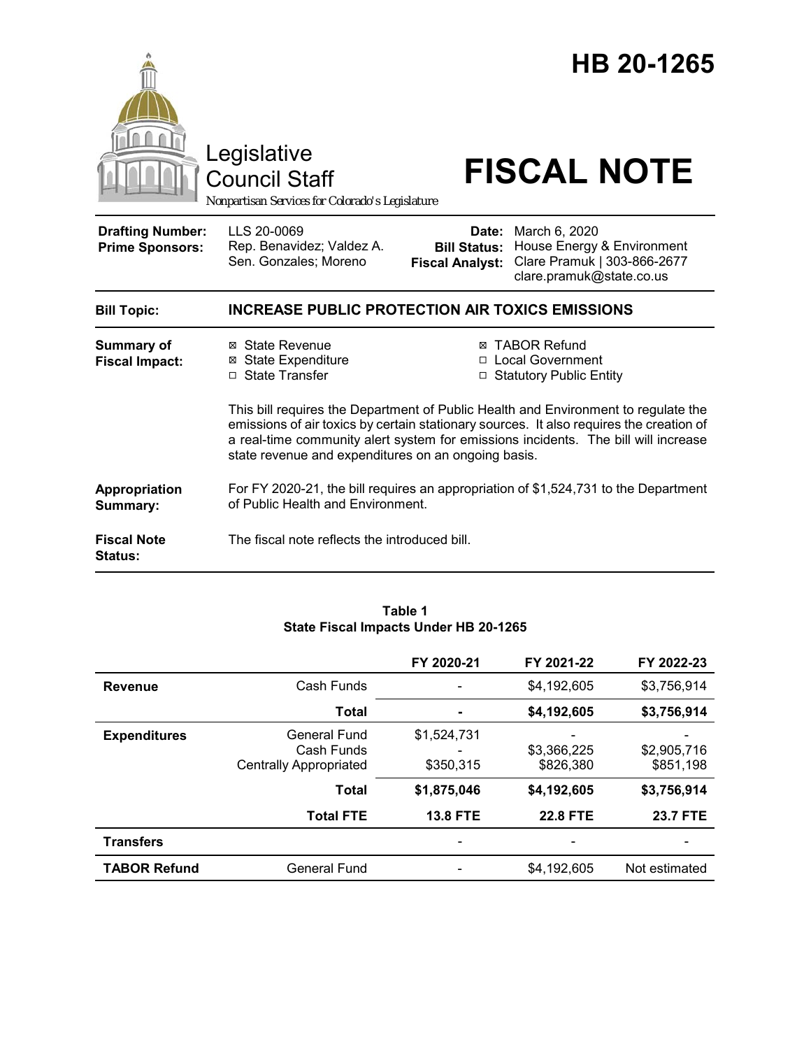# HB 20-1265

Legislative Council Staff

*Nonpartisan Services for Colorado's Legislature*

# FISCAL NOTE

| | | | |
|---|---|---|---|
| **Drafting Number:** | LLS 20-0069 | **Date:** | March 6, 2020 |
| **Prime Sponsors:** | Rep. Benavidez; Valdez A. | **Bill Status:** | House Energy & Environment |
| | Sen. Gonzales; Moreno | **Fiscal Analyst:** | Clare Pramuk \| 303-866-2677 |
| | | | clare.pramuk@state.co.us |

**Bill Topic:** **INCREASE PUBLIC PROTECTION AIR TOXICS EMISSIONS**

**Summary of Fiscal Impact:**

- ☒ State Revenue
- ☒ State Expenditure
- ☐ State Transfer
- ☒ TABOR Refund
- ☐ Local Government
- ☐ Statutory Public Entity

This bill requires the Department of Public Health and Environment to regulate the emissions of air toxics by certain stationary sources. It also requires the creation of a real-time community alert system for emissions incidents. The bill will increase state revenue and expenditures on an ongoing basis.

**Appropriation Summary:** For FY 2020-21, the bill requires an appropriation of $1,524,731 to the Department of Public Health and Environment.

**Fiscal Note Status:** The fiscal note reflects the introduced bill.

**Table 1**
**State Fiscal Impacts Under HB 20-1265**

| | | FY 2020-21 | FY 2021-22 | FY 2022-23 |
|---|---|---|---|---|
| **Revenue** | Cash Funds | - | $4,192,605 | $3,756,914 |
| | **Total** | **-** | **$4,192,605** | **$3,756,914** |
| **Expenditures** | General Fund | $1,524,731 | - | - |
| | Cash Funds | - | $3,366,225 | $2,905,716 |
| | Centrally Appropriated | $350,315 | $826,380 | $851,198 |
| | **Total** | **$1,875,046** | **$4,192,605** | **$3,756,914** |
| | **Total FTE** | **13.8 FTE** | **22.8 FTE** | **23.7 FTE** |
| **Transfers** | | - | - | - |
| **TABOR Refund** | General Fund | - | $4,192,605 | Not estimated |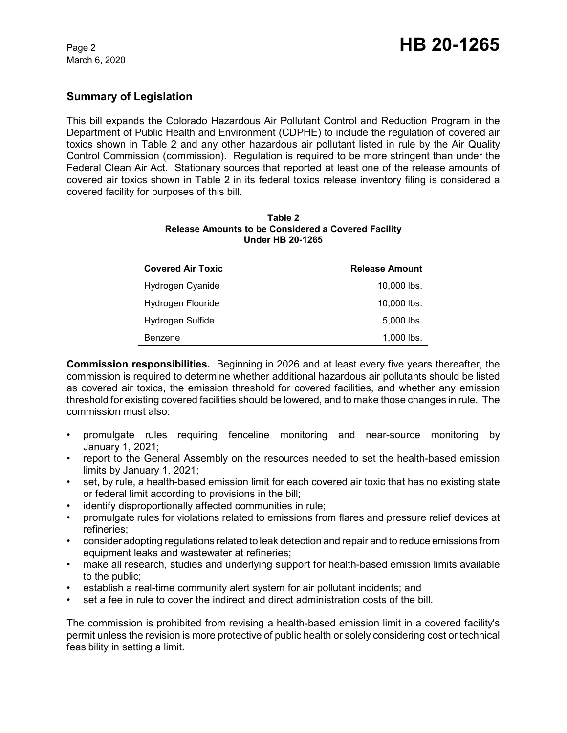## Summary of Legislation

This bill expands the Colorado Hazardous Air Pollutant Control and Reduction Program in the Department of Public Health and Environment (CDPHE) to include the regulation of covered air toxics shown in Table 2 and any other hazardous air pollutant listed in rule by the Air Quality Control Commission (commission). Regulation is required to be more stringent than under the Federal Clean Air Act. Stationary sources that reported at least one of the release amounts of covered air toxics shown in Table 2 in its federal toxics release inventory filing is considered a covered facility for purposes of this bill.

**Table 2**
**Release Amounts to be Considered a Covered Facility Under HB 20-1265**

| Covered Air Toxic | Release Amount |
|---|---|
| Hydrogen Cyanide | 10,000 lbs. |
| Hydrogen Flouride | 10,000 lbs. |
| Hydrogen Sulfide | 5,000 lbs. |
| Benzene | 1,000 lbs. |

**Commission responsibilities.** Beginning in 2026 and at least every five years thereafter, the commission is required to determine whether additional hazardous air pollutants should be listed as covered air toxics, the emission threshold for covered facilities, and whether any emission threshold for existing covered facilities should be lowered, and to make those changes in rule. The commission must also:

- promulgate rules requiring fenceline monitoring and near-source monitoring by January 1, 2021;
- report to the General Assembly on the resources needed to set the health-based emission limits by January 1, 2021;
- set, by rule, a health-based emission limit for each covered air toxic that has no existing state or federal limit according to provisions in the bill;
- identify disproportionally affected communities in rule;
- promulgate rules for violations related to emissions from flares and pressure relief devices at refineries;
- consider adopting regulations related to leak detection and repair and to reduce emissions from equipment leaks and wastewater at refineries;
- make all research, studies and underlying support for health-based emission limits available to the public;
- establish a real-time community alert system for air pollutant incidents; and
- set a fee in rule to cover the indirect and direct administration costs of the bill.

The commission is prohibited from revising a health-based emission limit in a covered facility's permit unless the revision is more protective of public health or solely considering cost or technical feasibility in setting a limit.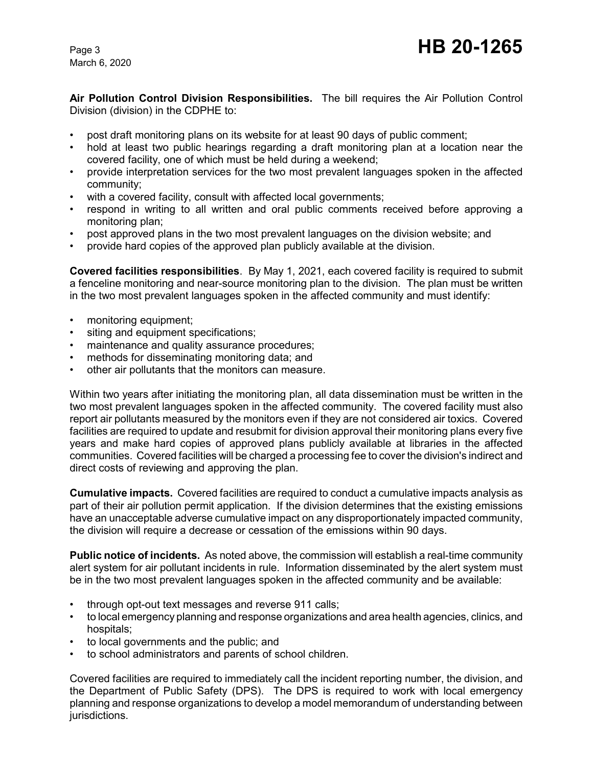**Air Pollution Control Division Responsibilities.** The bill requires the Air Pollution Control Division (division) in the CDPHE to:

- post draft monitoring plans on its website for at least 90 days of public comment;
- hold at least two public hearings regarding a draft monitoring plan at a location near the covered facility, one of which must be held during a weekend;
- provide interpretation services for the two most prevalent languages spoken in the affected community;
- with a covered facility, consult with affected local governments;
- respond in writing to all written and oral public comments received before approving a monitoring plan;
- post approved plans in the two most prevalent languages on the division website; and
- provide hard copies of the approved plan publicly available at the division.

**Covered facilities responsibilities**. By May 1, 2021, each covered facility is required to submit a fenceline monitoring and near-source monitoring plan to the division. The plan must be written in the two most prevalent languages spoken in the affected community and must identify:

- monitoring equipment;
- siting and equipment specifications;
- maintenance and quality assurance procedures;
- methods for disseminating monitoring data; and
- other air pollutants that the monitors can measure.

Within two years after initiating the monitoring plan, all data dissemination must be written in the two most prevalent languages spoken in the affected community. The covered facility must also report air pollutants measured by the monitors even if they are not considered air toxics. Covered facilities are required to update and resubmit for division approval their monitoring plans every five years and make hard copies of approved plans publicly available at libraries in the affected communities. Covered facilities will be charged a processing fee to cover the division's indirect and direct costs of reviewing and approving the plan.

**Cumulative impacts.** Covered facilities are required to conduct a cumulative impacts analysis as part of their air pollution permit application. If the division determines that the existing emissions have an unacceptable adverse cumulative impact on any disproportionately impacted community, the division will require a decrease or cessation of the emissions within 90 days.

**Public notice of incidents.** As noted above, the commission will establish a real-time community alert system for air pollutant incidents in rule. Information disseminated by the alert system must be in the two most prevalent languages spoken in the affected community and be available:

- through opt-out text messages and reverse 911 calls;
- to local emergency planning and response organizations and area health agencies, clinics, and hospitals;
- to local governments and the public; and
- to school administrators and parents of school children.

Covered facilities are required to immediately call the incident reporting number, the division, and the Department of Public Safety (DPS). The DPS is required to work with local emergency planning and response organizations to develop a model memorandum of understanding between jurisdictions.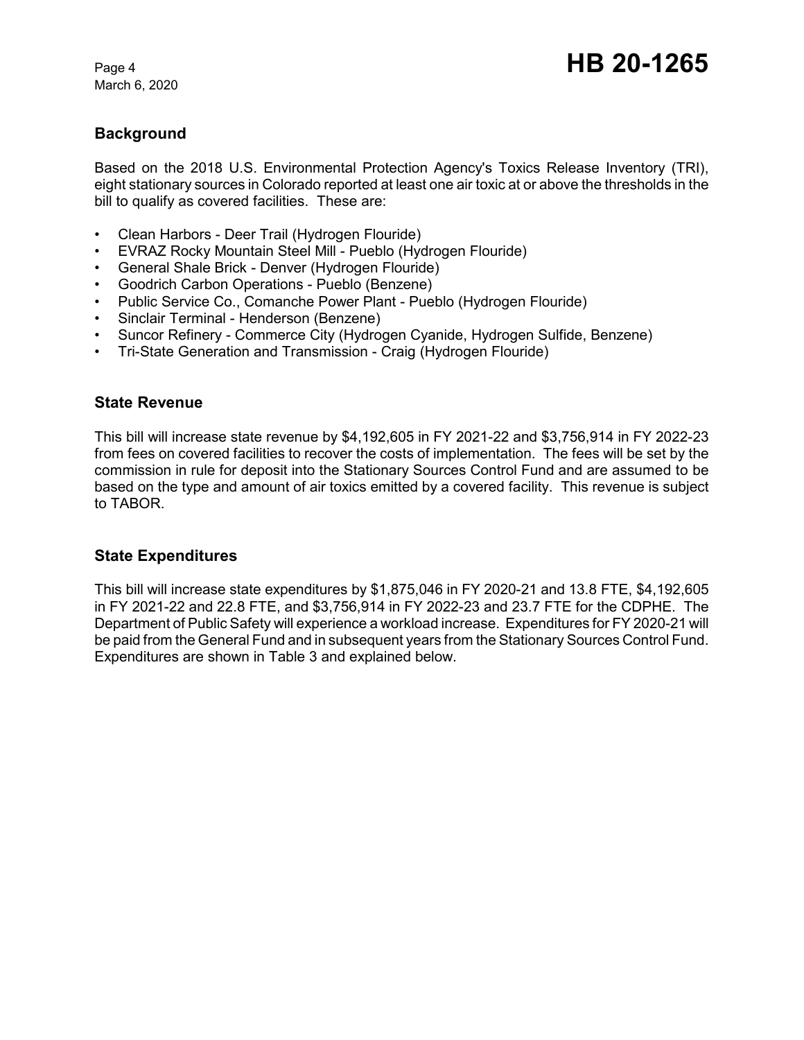## Background

Based on the 2018 U.S. Environmental Protection Agency's Toxics Release Inventory (TRI), eight stationary sources in Colorado reported at least one air toxic at or above the thresholds in the bill to qualify as covered facilities. These are:

- Clean Harbors - Deer Trail (Hydrogen Flouride)
- EVRAZ Rocky Mountain Steel Mill - Pueblo (Hydrogen Flouride)
- General Shale Brick - Denver (Hydrogen Flouride)
- Goodrich Carbon Operations - Pueblo (Benzene)
- Public Service Co., Comanche Power Plant - Pueblo (Hydrogen Flouride)
- Sinclair Terminal - Henderson (Benzene)
- Suncor Refinery - Commerce City (Hydrogen Cyanide, Hydrogen Sulfide, Benzene)
- Tri-State Generation and Transmission - Craig (Hydrogen Flouride)

## State Revenue

This bill will increase state revenue by $4,192,605 in FY 2021-22 and $3,756,914 in FY 2022-23 from fees on covered facilities to recover the costs of implementation. The fees will be set by the commission in rule for deposit into the Stationary Sources Control Fund and are assumed to be based on the type and amount of air toxics emitted by a covered facility. This revenue is subject to TABOR.

## State Expenditures

This bill will increase state expenditures by $1,875,046 in FY 2020-21 and 13.8 FTE, $4,192,605 in FY 2021-22 and 22.8 FTE, and $3,756,914 in FY 2022-23 and 23.7 FTE for the CDPHE. The Department of Public Safety will experience a workload increase. Expenditures for FY 2020-21 will be paid from the General Fund and in subsequent years from the Stationary Sources Control Fund. Expenditures are shown in Table 3 and explained below.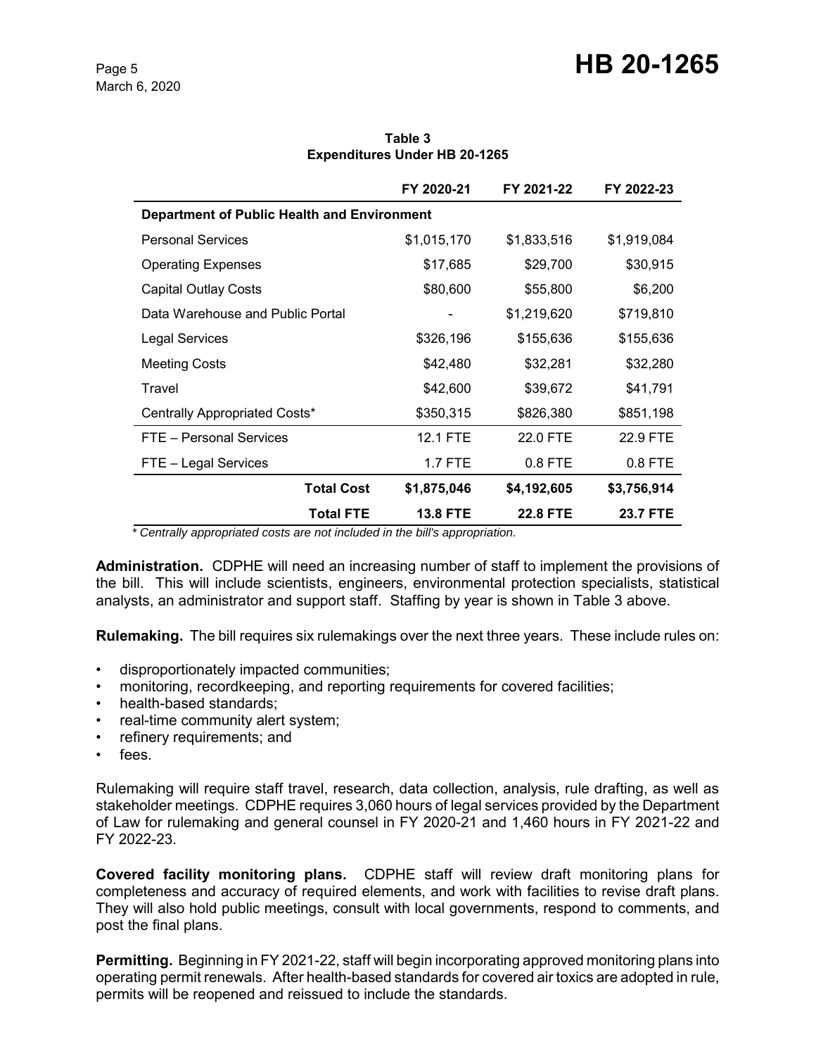**Table 3**
**Expenditures Under HB 20-1265**

| | FY 2020-21 | FY 2021-22 | FY 2022-23 |
|---|---|---|---|
| **Department of Public Health and Environment** | | | |
| Personal Services | $1,015,170 | $1,833,516 | $1,919,084 |
| Operating Expenses | $17,685 | $29,700 | $30,915 |
| Capital Outlay Costs | $80,600 | $55,800 | $6,200 |
| Data Warehouse and Public Portal | - | $1,219,620 | $719,810 |
| Legal Services | $326,196 | $155,636 | $155,636 |
| Meeting Costs | $42,480 | $32,281 | $32,280 |
| Travel | $42,600 | $39,672 | $41,791 |
| Centrally Appropriated Costs* | $350,315 | $826,380 | $851,198 |
| FTE – Personal Services | 12.1 FTE | 22.0 FTE | 22.9 FTE |
| FTE – Legal Services | 1.7 FTE | 0.8 FTE | 0.8 FTE |
| **Total Cost** | **$1,875,046** | **$4,192,605** | **$3,756,914** |
| **Total FTE** | **13.8 FTE** | **22.8 FTE** | **23.7 FTE** |

*\* Centrally appropriated costs are not included in the bill's appropriation.*

**Administration.** CDPHE will need an increasing number of staff to implement the provisions of the bill. This will include scientists, engineers, environmental protection specialists, statistical analysts, an administrator and support staff. Staffing by year is shown in Table 3 above.

**Rulemaking.** The bill requires six rulemakings over the next three years. These include rules on:

- disproportionately impacted communities;
- monitoring, recordkeeping, and reporting requirements for covered facilities;
- health-based standards;
- real-time community alert system;
- refinery requirements; and
- fees.

Rulemaking will require staff travel, research, data collection, analysis, rule drafting, as well as stakeholder meetings. CDPHE requires 3,060 hours of legal services provided by the Department of Law for rulemaking and general counsel in FY 2020-21 and 1,460 hours in FY 2021-22 and FY 2022-23.

**Covered facility monitoring plans.** CDPHE staff will review draft monitoring plans for completeness and accuracy of required elements, and work with facilities to revise draft plans. They will also hold public meetings, consult with local governments, respond to comments, and post the final plans.

**Permitting.** Beginning in FY 2021-22, staff will begin incorporating approved monitoring plans into operating permit renewals. After health-based standards for covered air toxics are adopted in rule, permits will be reopened and reissued to include the standards.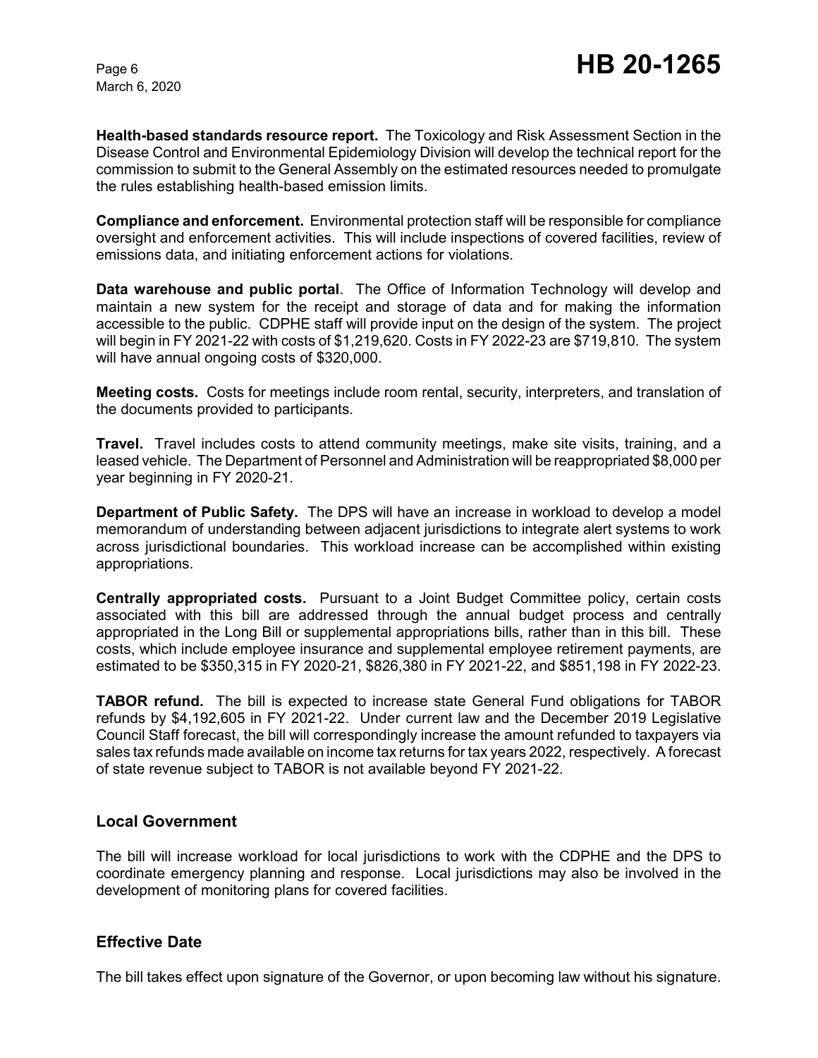**Health-based standards resource report.** The Toxicology and Risk Assessment Section in the Disease Control and Environmental Epidemiology Division will develop the technical report for the commission to submit to the General Assembly on the estimated resources needed to promulgate the rules establishing health-based emission limits.

**Compliance and enforcement.** Environmental protection staff will be responsible for compliance oversight and enforcement activities. This will include inspections of covered facilities, review of emissions data, and initiating enforcement actions for violations.

**Data warehouse and public portal**. The Office of Information Technology will develop and maintain a new system for the receipt and storage of data and for making the information accessible to the public. CDPHE staff will provide input on the design of the system. The project will begin in FY 2021-22 with costs of $1,219,620. Costs in FY 2022-23 are $719,810. The system will have annual ongoing costs of $320,000.

**Meeting costs.** Costs for meetings include room rental, security, interpreters, and translation of the documents provided to participants.

**Travel.** Travel includes costs to attend community meetings, make site visits, training, and a leased vehicle. The Department of Personnel and Administration will be reappropriated $8,000 per year beginning in FY 2020-21.

**Department of Public Safety.** The DPS will have an increase in workload to develop a model memorandum of understanding between adjacent jurisdictions to integrate alert systems to work across jurisdictional boundaries. This workload increase can be accomplished within existing appropriations.

**Centrally appropriated costs.** Pursuant to a Joint Budget Committee policy, certain costs associated with this bill are addressed through the annual budget process and centrally appropriated in the Long Bill or supplemental appropriations bills, rather than in this bill. These costs, which include employee insurance and supplemental employee retirement payments, are estimated to be $350,315 in FY 2020-21, $826,380 in FY 2021-22, and $851,198 in FY 2022-23.

**TABOR refund.** The bill is expected to increase state General Fund obligations for TABOR refunds by $4,192,605 in FY 2021-22. Under current law and the December 2019 Legislative Council Staff forecast, the bill will correspondingly increase the amount refunded to taxpayers via sales tax refunds made available on income tax returns for tax years 2022, respectively. A forecast of state revenue subject to TABOR is not available beyond FY 2021-22.

## Local Government

The bill will increase workload for local jurisdictions to work with the CDPHE and the DPS to coordinate emergency planning and response. Local jurisdictions may also be involved in the development of monitoring plans for covered facilities.

## Effective Date

The bill takes effect upon signature of the Governor, or upon becoming law without his signature.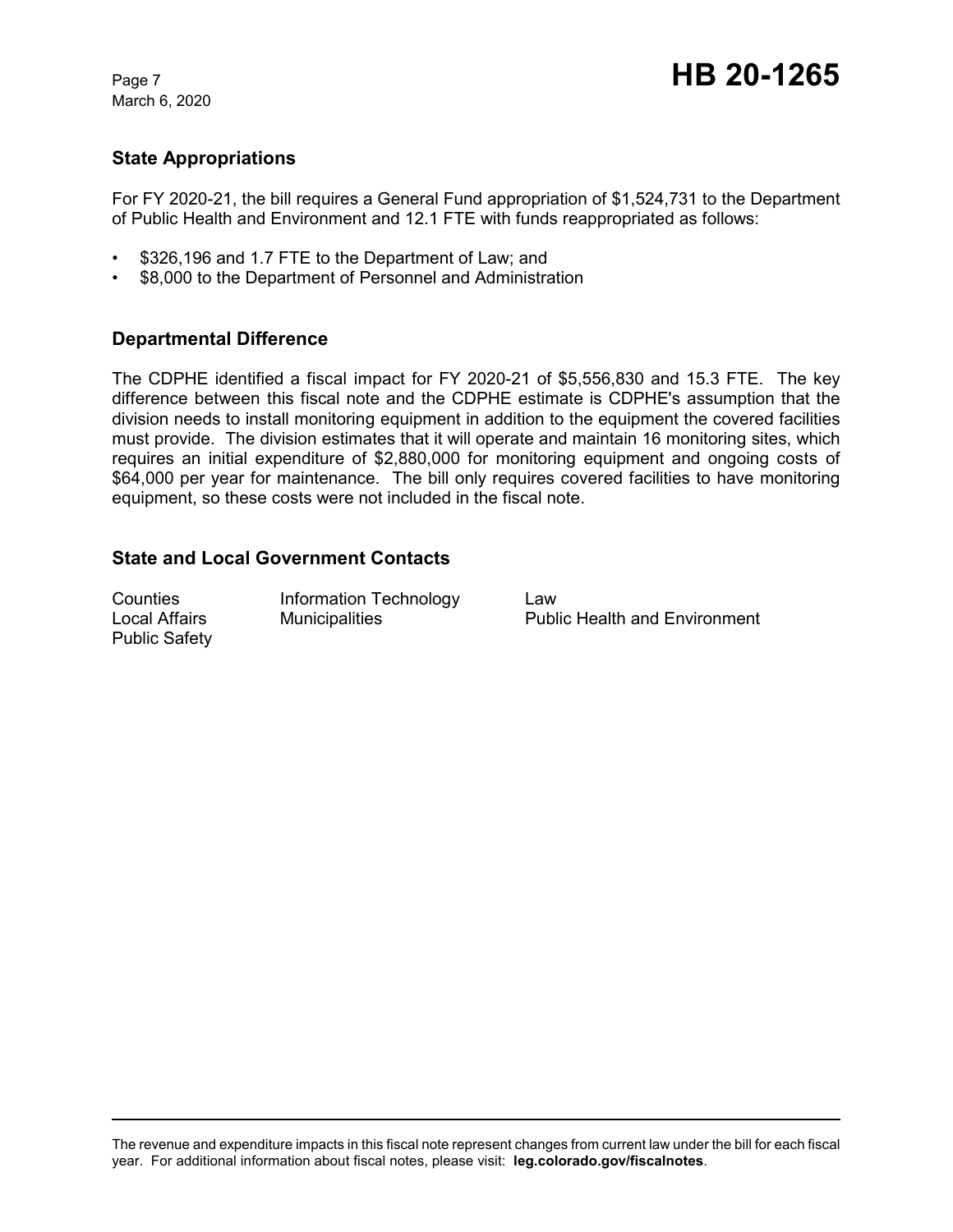## State Appropriations

For FY 2020-21, the bill requires a General Fund appropriation of $1,524,731 to the Department of Public Health and Environment and 12.1 FTE with funds reappropriated as follows:

- $326,196 and 1.7 FTE to the Department of Law; and
- $8,000 to the Department of Personnel and Administration

## Departmental Difference

The CDPHE identified a fiscal impact for FY 2020-21 of $5,556,830 and 15.3 FTE. The key difference between this fiscal note and the CDPHE estimate is CDPHE's assumption that the division needs to install monitoring equipment in addition to the equipment the covered facilities must provide. The division estimates that it will operate and maintain 16 monitoring sites, which requires an initial expenditure of $2,880,000 for monitoring equipment and ongoing costs of $64,000 per year for maintenance. The bill only requires covered facilities to have monitoring equipment, so these costs were not included in the fiscal note.

## State and Local Government Contacts

| | | |
|---|---|---|
| Counties | Information Technology | Law |
| Local Affairs | Municipalities | Public Health and Environment |
| Public Safety | | |

The revenue and expenditure impacts in this fiscal note represent changes from current law under the bill for each fiscal year. For additional information about fiscal notes, please visit: **leg.colorado.gov/fiscalnotes**.